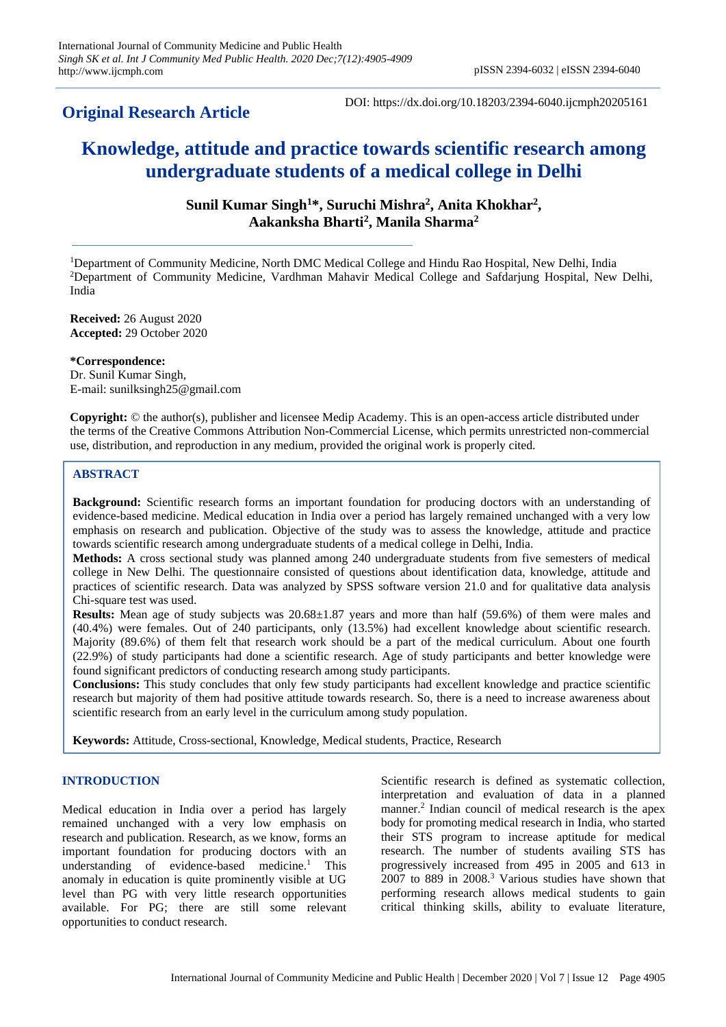**Original Research Article**

DOI: https://dx.doi.org/10.18203/2394-6040.ijcmph20205161

# Knowledge, attitude and practice towards scientific research among undergraduate students of a medical college in Delhi

**Sunil Kumar Singh[1]*, Suruchi Mishra[2], Anita Khokhar[2], Aakanksha Bharti[2], Manila Sharma[2]**

[1]Department of Community Medicine, North DMC Medical College and Hindu Rao Hospital, New Delhi, India
[2]Department of Community Medicine, Vardhman Mahavir Medical College and Safdarjung Hospital, New Delhi, India

**Received:** 26 August 2020
**Accepted:** 29 October 2020

***Correspondence:**
Dr. Sunil Kumar Singh,
E-mail: sunilksingh25@gmail.com

**Copyright:** © the author(s), publisher and licensee Medip Academy. This is an open-access article distributed under the terms of the Creative Commons Attribution Non-Commercial License, which permits unrestricted non-commercial use, distribution, and reproduction in any medium, provided the original work is properly cited.

## ABSTRACT

**Background:** Scientific research forms an important foundation for producing doctors with an understanding of evidence-based medicine. Medical education in India over a period has largely remained unchanged with a very low emphasis on research and publication. Objective of the study was to assess the knowledge, attitude and practice towards scientific research among undergraduate students of a medical college in Delhi, India.

**Methods:** A cross sectional study was planned among 240 undergraduate students from five semesters of medical college in New Delhi. The questionnaire consisted of questions about identification data, knowledge, attitude and practices of scientific research. Data was analyzed by SPSS software version 21.0 and for qualitative data analysis Chi-square test was used.

**Results:** Mean age of study subjects was 20.68±1.87 years and more than half (59.6%) of them were males and (40.4%) were females. Out of 240 participants, only (13.5%) had excellent knowledge about scientific research. Majority (89.6%) of them felt that research work should be a part of the medical curriculum. About one fourth (22.9%) of study participants had done a scientific research. Age of study participants and better knowledge were found significant predictors of conducting research among study participants.

**Conclusions:** This study concludes that only few study participants had excellent knowledge and practice scientific research but majority of them had positive attitude towards research. So, there is a need to increase awareness about scientific research from an early level in the curriculum among study population.

**Keywords:** Attitude, Cross-sectional, Knowledge, Medical students, Practice, Research

## INTRODUCTION

Medical education in India over a period has largely remained unchanged with a very low emphasis on research and publication. Research, as we know, forms an important foundation for producing doctors with an understanding of evidence-based medicine.[1] This anomaly in education is quite prominently visible at UG level than PG with very little research opportunities available. For PG; there are still some relevant opportunities to conduct research.

Scientific research is defined as systematic collection, interpretation and evaluation of data in a planned manner.[2] Indian council of medical research is the apex body for promoting medical research in India, who started their STS program to increase aptitude for medical research. The number of students availing STS has progressively increased from 495 in 2005 and 613 in 2007 to 889 in 2008.[3] Various studies have shown that performing research allows medical students to gain critical thinking skills, ability to evaluate literature,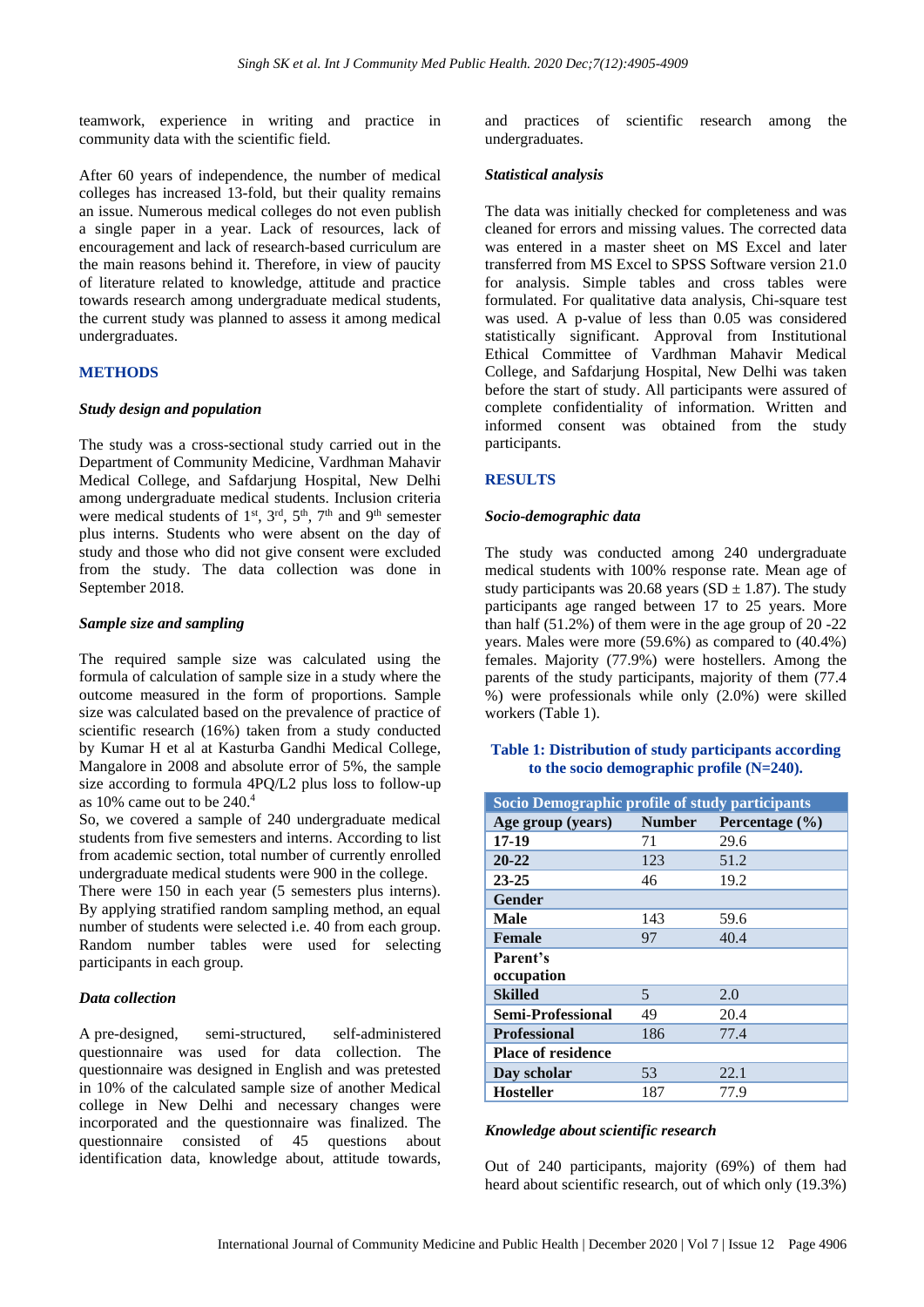teamwork, experience in writing and practice in community data with the scientific field.

After 60 years of independence, the number of medical colleges has increased 13-fold, but their quality remains an issue. Numerous medical colleges do not even publish a single paper in a year. Lack of resources, lack of encouragement and lack of research-based curriculum are the main reasons behind it. Therefore, in view of paucity of literature related to knowledge, attitude and practice towards research among undergraduate medical students, the current study was planned to assess it among medical undergraduates.

## METHODS

### *Study design and population*

The study was a cross-sectional study carried out in the Department of Community Medicine, Vardhman Mahavir Medical College, and Safdarjung Hospital, New Delhi among undergraduate medical students. Inclusion criteria were medical students of 1st, 3rd, 5th, 7th and 9th semester plus interns. Students who were absent on the day of study and those who did not give consent were excluded from the study. The data collection was done in September 2018.

### *Sample size and sampling*

The required sample size was calculated using the formula of calculation of sample size in a study where the outcome measured in the form of proportions. Sample size was calculated based on the prevalence of practice of scientific research (16%) taken from a study conducted by Kumar H et al at Kasturba Gandhi Medical College, Mangalore in 2008 and absolute error of 5%, the sample size according to formula 4PQ/L2 plus loss to follow-up as 10% came out to be 240.[4]

So, we covered a sample of 240 undergraduate medical students from five semesters and interns. According to list from academic section, total number of currently enrolled undergraduate medical students were 900 in the college. There were 150 in each year (5 semesters plus interns). By applying stratified random sampling method, an equal number of students were selected i.e. 40 from each group. Random number tables were used for selecting participants in each group.

### *Data collection*

A pre-designed, semi-structured, self-administered questionnaire was used for data collection. The questionnaire was designed in English and was pretested in 10% of the calculated sample size of another Medical college in New Delhi and necessary changes were incorporated and the questionnaire was finalized. The questionnaire consisted of 45 questions about identification data, knowledge about, attitude towards, and practices of scientific research among the undergraduates.

### *Statistical analysis*

The data was initially checked for completeness and was cleaned for errors and missing values. The corrected data was entered in a master sheet on MS Excel and later transferred from MS Excel to SPSS Software version 21.0 for analysis. Simple tables and cross tables were formulated. For qualitative data analysis, Chi-square test was used. A p-value of less than 0.05 was considered statistically significant. Approval from Institutional Ethical Committee of Vardhman Mahavir Medical College, and Safdarjung Hospital, New Delhi was taken before the start of study. All participants were assured of complete confidentiality of information. Written and informed consent was obtained from the study participants.

## RESULTS

### *Socio-demographic data*

The study was conducted among 240 undergraduate medical students with 100% response rate. Mean age of study participants was 20.68 years (SD ± 1.87). The study participants age ranged between 17 to 25 years. More than half (51.2%) of them were in the age group of 20 -22 years. Males were more (59.6%) as compared to (40.4%) females. Majority (77.9%) were hostellers. Among the parents of the study participants, majority of them (77.4 %) were professionals while only (2.0%) were skilled workers (Table 1).

**Table 1: Distribution of study participants according to the socio demographic profile (N=240).**

| Socio Demographic profile of study participants | | |
|---|---|---|
| **Age group (years)** | **Number** | **Percentage (%)** |
| **17-19** | 71 | 29.6 |
| **20-22** | 123 | 51.2 |
| **23-25** | 46 | 19.2 |
| **Gender** | | |
| **Male** | 143 | 59.6 |
| **Female** | 97 | 40.4 |
| **Parent's occupation** | | |
| **Skilled** | 5 | 2.0 |
| **Semi-Professional** | 49 | 20.4 |
| **Professional** | 186 | 77.4 |
| **Place of residence** | | |
| **Day scholar** | 53 | 22.1 |
| **Hosteller** | 187 | 77.9 |

### *Knowledge about scientific research*

Out of 240 participants, majority (69%) of them had heard about scientific research, out of which only (19.3%)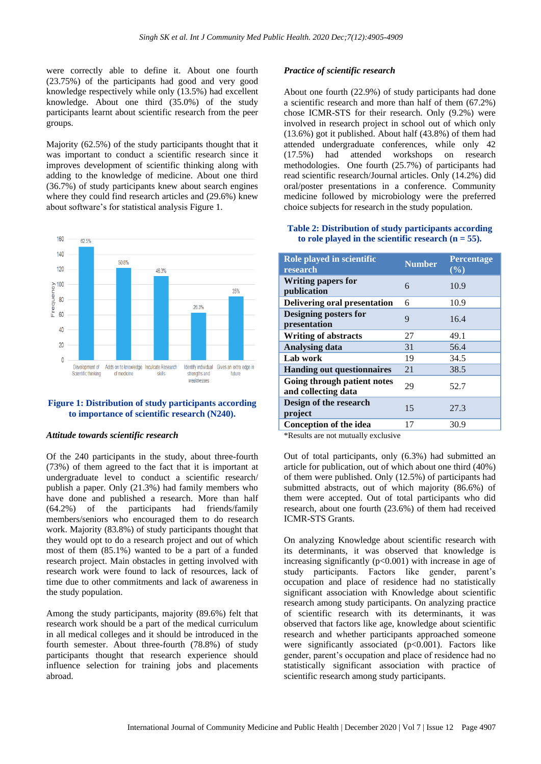were correctly able to define it. About one fourth (23.75%) of the participants had good and very good knowledge respectively while only (13.5%) had excellent knowledge. About one third (35.0%) of the study participants learnt about scientific research from the peer groups.

Majority (62.5%) of the study participants thought that it was important to conduct a scientific research since it improves development of scientific thinking along with adding to the knowledge of medicine. About one third (36.7%) of study participants knew about search engines where they could find research articles and (29.6%) knew about software's for statistical analysis Figure 1.

**Figure 1: Distribution of study participants according to importance of scientific research (N240).**

### *Attitude towards scientific research*

Of the 240 participants in the study, about three-fourth (73%) of them agreed to the fact that it is important at undergraduate level to conduct a scientific research/ publish a paper. Only (21.3%) had family members who have done and published a research. More than half (64.2%) of the participants had friends/family members/seniors who encouraged them to do research work. Majority (83.8%) of study participants thought that they would opt to do a research project and out of which most of them (85.1%) wanted to be a part of a funded research project. Main obstacles in getting involved with research work were found to lack of resources, lack of time due to other commitments and lack of awareness in the study population.

Among the study participants, majority (89.6%) felt that research work should be a part of the medical curriculum in all medical colleges and it should be introduced in the fourth semester. About three-fourth (78.8%) of study participants thought that research experience should influence selection for training jobs and placements abroad.

### *Practice of scientific research*

About one fourth (22.9%) of study participants had done a scientific research and more than half of them (67.2%) chose ICMR-STS for their research. Only (9.2%) were involved in research project in school out of which only (13.6%) got it published. About half (43.8%) of them had attended undergraduate conferences, while only 42 (17.5%) had attended workshops on research methodologies. One fourth (25.7%) of participants had read scientific research/Journal articles. Only (14.2%) did oral/poster presentations in a conference. Community medicine followed by microbiology were the preferred choice subjects for research in the study population.

**Table 2: Distribution of study participants according to role played in the scientific research (n = 55).**

| Role played in scientific research | Number | Percentage (%) |
|---|---|---|
| Writing papers for publication | 6 | 10.9 |
| Delivering oral presentation | 6 | 10.9 |
| Designing posters for presentation | 9 | 16.4 |
| Writing of abstracts | 27 | 49.1 |
| Analysing data | 31 | 56.4 |
| Lab work | 19 | 34.5 |
| Handing out questionnaires | 21 | 38.5 |
| Going through patient notes and collecting data | 29 | 52.7 |
| Design of the research project | 15 | 27.3 |
| Conception of the idea | 17 | 30.9 |

*Results are not mutually exclusive

Out of total participants, only (6.3%) had submitted an article for publication, out of which about one third (40%) of them were published. Only (12.5%) of participants had submitted abstracts, out of which majority (86.6%) of them were accepted. Out of total participants who did research, about one fourth (23.6%) of them had received ICMR-STS Grants.

On analyzing Knowledge about scientific research with its determinants, it was observed that knowledge is increasing significantly ($p<0.001$) with increase in age of study participants. Factors like gender, parent's occupation and place of residence had no statistically significant association with Knowledge about scientific research among study participants. On analyzing practice of scientific research with its determinants, it was observed that factors like age, knowledge about scientific research and whether participants approached someone were significantly associated ($p<0.001$). Factors like gender, parent's occupation and place of residence had no statistically significant association with practice of scientific research among study participants.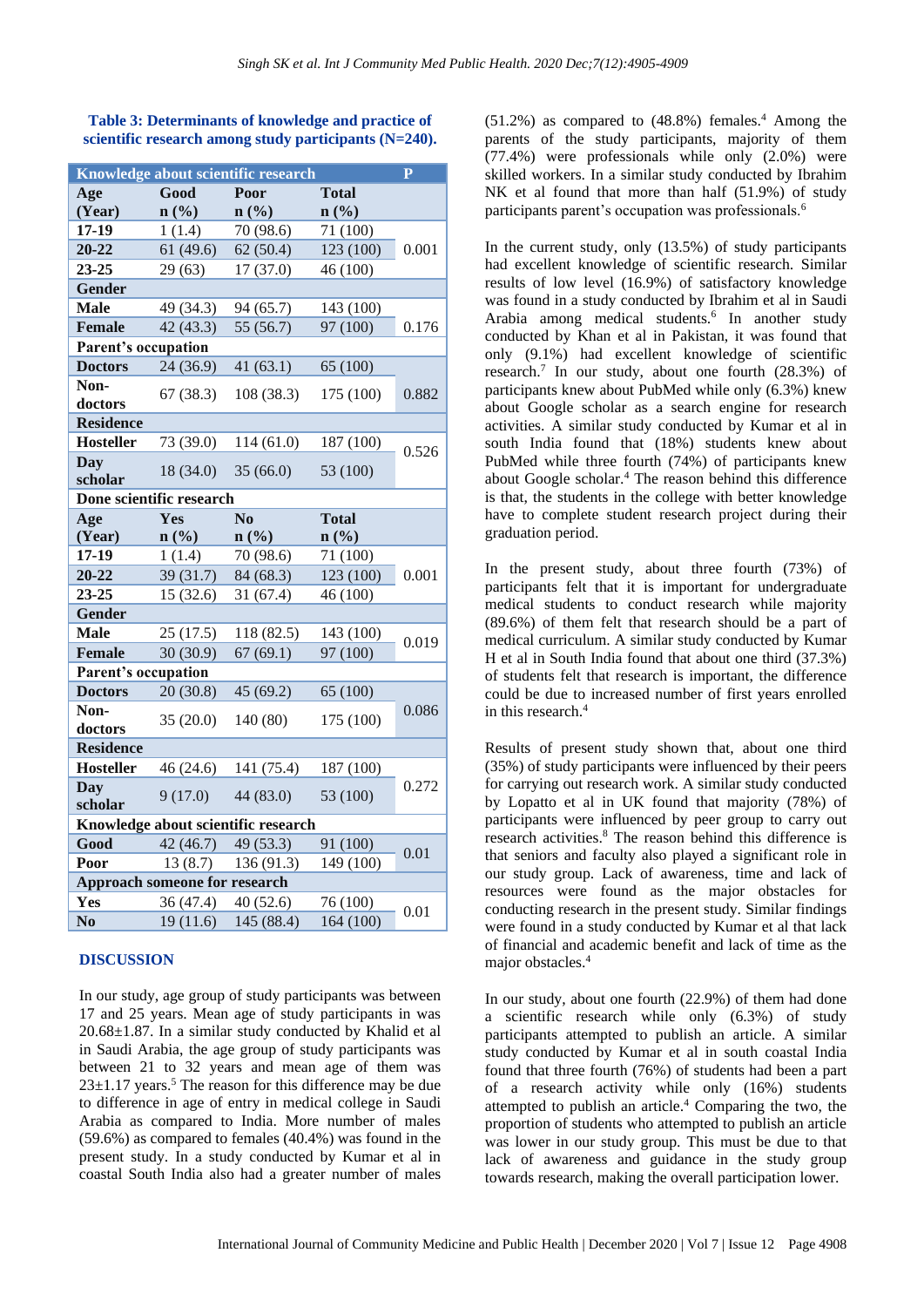**Table 3: Determinants of knowledge and practice of scientific research among study participants (N=240).**

| Knowledge about scientific research | | | | P |
|---|---|---|---|---|
| Age (Year) | Good n (%) | Poor n (%) | Total n (%) | |
| 17-19 | 1 (1.4) | 70 (98.6) | 71 (100) | |
| 20-22 | 61 (49.6) | 62 (50.4) | 123 (100) | 0.001 |
| 23-25 | 29 (63) | 17 (37.0) | 46 (100) | |
| **Gender** | | | | |
| Male | 49 (34.3) | 94 (65.7) | 143 (100) | |
| Female | 42 (43.3) | 55 (56.7) | 97 (100) | 0.176 |
| **Parent's occupation** | | | | |
| Doctors | 24 (36.9) | 41 (63.1) | 65 (100) | |
| Non-doctors | 67 (38.3) | 108 (38.3) | 175 (100) | 0.882 |
| **Residence** | | | | |
| Hosteller | 73 (39.0) | 114 (61.0) | 187 (100) | 0.526 |
| Day scholar | 18 (34.0) | 35 (66.0) | 53 (100) | |
| **Done scientific research** | | | | |
| Age (Year) | Yes n (%) | No n (%) | Total n (%) | |
| 17-19 | 1 (1.4) | 70 (98.6) | 71 (100) | |
| 20-22 | 39 (31.7) | 84 (68.3) | 123 (100) | 0.001 |
| 23-25 | 15 (32.6) | 31 (67.4) | 46 (100) | |
| **Gender** | | | | |
| Male | 25 (17.5) | 118 (82.5) | 143 (100) | 0.019 |
| Female | 30 (30.9) | 67 (69.1) | 97 (100) | |
| **Parent's occupation** | | | | |
| Doctors | 20 (30.8) | 45 (69.2) | 65 (100) | 0.086 |
| Non-doctors | 35 (20.0) | 140 (80) | 175 (100) | |
| **Residence** | | | | |
| Hosteller | 46 (24.6) | 141 (75.4) | 187 (100) | 0.272 |
| Day scholar | 9 (17.0) | 44 (83.0) | 53 (100) | |
| **Knowledge about scientific research** | | | | |
| Good | 42 (46.7) | 49 (53.3) | 91 (100) | 0.01 |
| Poor | 13 (8.7) | 136 (91.3) | 149 (100) | |
| **Approach someone for research** | | | | |
| Yes | 36 (47.4) | 40 (52.6) | 76 (100) | 0.01 |
| No | 19 (11.6) | 145 (88.4) | 164 (100) | |

## DISCUSSION

In our study, age group of study participants was between 17 and 25 years. Mean age of study participants in was 20.68±1.87. In a similar study conducted by Khalid et al in Saudi Arabia, the age group of study participants was between 21 to 32 years and mean age of them was 23±1.17 years.[5] The reason for this difference may be due to difference in age of entry in medical college in Saudi Arabia as compared to India. More number of males (59.6%) as compared to females (40.4%) was found in the present study. In a study conducted by Kumar et al in coastal South India also had a greater number of males (51.2%) as compared to (48.8%) females.[4] Among the parents of the study participants, majority of them (77.4%) were professionals while only (2.0%) were skilled workers. In a similar study conducted by Ibrahim NK et al found that more than half (51.9%) of study participants parent's occupation was professionals.[6]

In the current study, only (13.5%) of study participants had excellent knowledge of scientific research. Similar results of low level (16.9%) of satisfactory knowledge was found in a study conducted by Ibrahim et al in Saudi Arabia among medical students.[6] In another study conducted by Khan et al in Pakistan, it was found that only (9.1%) had excellent knowledge of scientific research.[7] In our study, about one fourth (28.3%) of participants knew about PubMed while only (6.3%) knew about Google scholar as a search engine for research activities. A similar study conducted by Kumar et al in south India found that (18%) students knew about PubMed while three fourth (74%) of participants knew about Google scholar.[4] The reason behind this difference is that, the students in the college with better knowledge have to complete student research project during their graduation period.

In the present study, about three fourth (73%) of participants felt that it is important for undergraduate medical students to conduct research while majority (89.6%) of them felt that research should be a part of medical curriculum. A similar study conducted by Kumar H et al in South India found that about one third (37.3%) of students felt that research is important, the difference could be due to increased number of first years enrolled in this research.[4]

Results of present study shown that, about one third (35%) of study participants were influenced by their peers for carrying out research work. A similar study conducted by Lopatto et al in UK found that majority (78%) of participants were influenced by peer group to carry out research activities.[8] The reason behind this difference is that seniors and faculty also played a significant role in our study group. Lack of awareness, time and lack of resources were found as the major obstacles for conducting research in the present study. Similar findings were found in a study conducted by Kumar et al that lack of financial and academic benefit and lack of time as the major obstacles.[4]

In our study, about one fourth (22.9%) of them had done a scientific research while only (6.3%) of study participants attempted to publish an article. A similar study conducted by Kumar et al in south coastal India found that three fourth (76%) of students had been a part of a research activity while only (16%) students attempted to publish an article.[4] Comparing the two, the proportion of students who attempted to publish an article was lower in our study group. This must be due to that lack of awareness and guidance in the study group towards research, making the overall participation lower.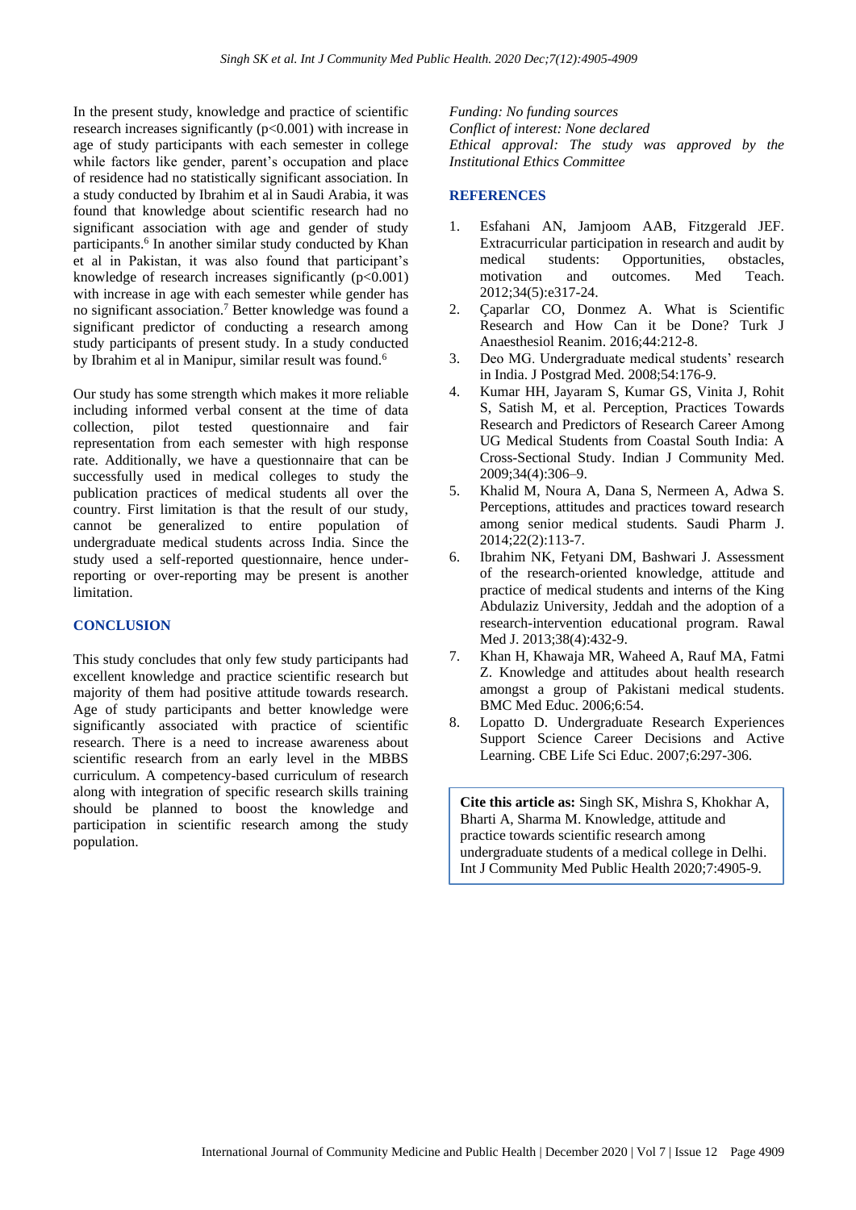In the present study, knowledge and practice of scientific research increases significantly ($p<0.001$) with increase in age of study participants with each semester in college while factors like gender, parent's occupation and place of residence had no statistically significant association. In a study conducted by Ibrahim et al in Saudi Arabia, it was found that knowledge about scientific research had no significant association with age and gender of study participants.[6] In another similar study conducted by Khan et al in Pakistan, it was also found that participant's knowledge of research increases significantly ($p<0.001$) with increase in age with each semester while gender has no significant association.[7] Better knowledge was found a significant predictor of conducting a research among study participants of present study. In a study conducted by Ibrahim et al in Manipur, similar result was found.[6]

Our study has some strength which makes it more reliable including informed verbal consent at the time of data collection, pilot tested questionnaire and fair representation from each semester with high response rate. Additionally, we have a questionnaire that can be successfully used in medical colleges to study the publication practices of medical students all over the country. First limitation is that the result of our study, cannot be generalized to entire population of undergraduate medical students across India. Since the study used a self-reported questionnaire, hence under-reporting or over-reporting may be present is another limitation.

## CONCLUSION

This study concludes that only few study participants had excellent knowledge and practice scientific research but majority of them had positive attitude towards research. Age of study participants and better knowledge were significantly associated with practice of scientific research. There is a need to increase awareness about scientific research from an early level in the MBBS curriculum. A competency-based curriculum of research along with integration of specific research skills training should be planned to boost the knowledge and participation in scientific research among the study population.

*Funding: No funding sources*
*Conflict of interest: None declared*
*Ethical approval: The study was approved by the Institutional Ethics Committee*

## REFERENCES

1. Esfahani AN, Jamjoom AAB, Fitzgerald JEF. Extracurricular participation in research and audit by medical students: Opportunities, obstacles, motivation and outcomes. Med Teach. 2012;34(5):e317-24.
2. Çaparlar CO, Donmez A. What is Scientific Research and How Can it be Done? Turk J Anaesthesiol Reanim. 2016;44:212-8.
3. Deo MG. Undergraduate medical students' research in India. J Postgrad Med. 2008;54:176-9.
4. Kumar HH, Jayaram S, Kumar GS, Vinita J, Rohit S, Satish M, et al. Perception, Practices Towards Research and Predictors of Research Career Among UG Medical Students from Coastal South India: A Cross-Sectional Study. Indian J Community Med. 2009;34(4):306–9.
5. Khalid M, Noura A, Dana S, Nermeen A, Adwa S. Perceptions, attitudes and practices toward research among senior medical students. Saudi Pharm J. 2014;22(2):113-7.
6. Ibrahim NK, Fetyani DM, Bashwari J. Assessment of the research-oriented knowledge, attitude and practice of medical students and interns of the King Abdulaziz University, Jeddah and the adoption of a research-intervention educational program. Rawal Med J. 2013;38(4):432-9.
7. Khan H, Khawaja MR, Waheed A, Rauf MA, Fatmi Z. Knowledge and attitudes about health research amongst a group of Pakistani medical students. BMC Med Educ. 2006;6:54.
8. Lopatto D. Undergraduate Research Experiences Support Science Career Decisions and Active Learning. CBE Life Sci Educ. 2007;6:297-306.

**Cite this article as:** Singh SK, Mishra S, Khokhar A, Bharti A, Sharma M. Knowledge, attitude and practice towards scientific research among undergraduate students of a medical college in Delhi. Int J Community Med Public Health 2020;7:4905-9.